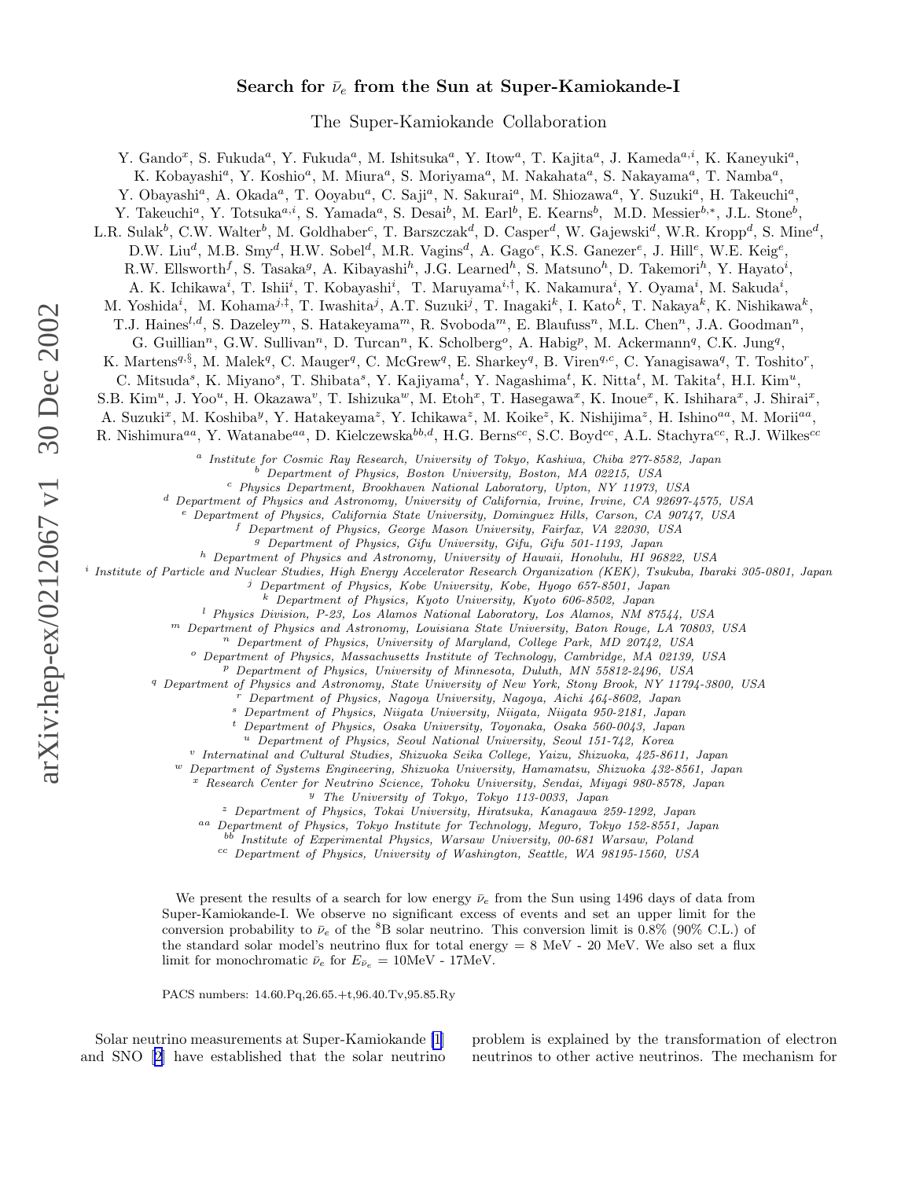# Search for $\bar{\nu}_e$ from the Sun at Super-Kamiokande-I

The Super-Kamiokande Collaboration

Y. Gando[x], S. Fukuda[a], Y. Fukuda[a], M. Ishitsuka[a], Y. Itow[a], T. Kajita[a], J. Kameda[a,i], K. Kaneyuki[a], K. Kobayashi[a], Y. Koshio[a], M. Miura[a], S. Moriyama[a], M. Nakahata[a], S. Nakayama[a], T. Namba[a], Y. Obayashi[a], A. Okada[a], T. Ooyabu[a], C. Saji[a], N. Sakurai[a], M. Shiozawa[a], Y. Suzuki[a], H. Takeuchi[a], Y. Takeuchi[a], Y. Totsuka[a,i], S. Yamada[a], S. Desai[b], M. Earl[b], E. Kearns[b], M.D. Messier[b,*], J.L. Stone[b], L.R. Sulak[b], C.W. Walter[b], M. Goldhaber[c], T. Barszczak[d], D. Casper[d], W. Gajewski[d], W.R. Kropp[d], S. Mine[d], D.W. Liu[d], M.B. Smy[d], H.W. Sobel[d], M.R. Vagins[d], A. Gago[e], K.S. Ganezer[e], J. Hill[e], W.E. Keig[e], R.W. Ellsworth[f], S. Tasaka[g], A. Kibayashi[h], J.G. Learned[h], S. Matsuno[h], D. Takemori[h], Y. Hayato[i], A. K. Ichikawa[i], T. Ishii[i], T. Kobayashi[i], T. Maruyama[i,†], K. Nakamura[i], Y. Oyama[i], M. Sakuda[i], M. Yoshida[i], M. Kohama[j,‡], T. Iwashita[j], A.T. Suzuki[j], T. Inagaki[k], I. Kato[k], T. Nakaya[k], K. Nishikawa[k], T.J. Haines[l,d], S. Dazeley[m], S. Hatakeyama[m], R. Svoboda[m], E. Blaufuss[n], M.L. Chen[n], J.A. Goodman[n], G. Guillian[n], G.W. Sullivan[n], D. Turcan[n], K. Scholberg[o], A. Habig[p], M. Ackermann[q], C.K. Jung[q], K. Martens[q,§], M. Malek[q], C. Mauger[q], C. McGrew[q], E. Sharkey[q], B. Viren[q,c], C. Yanagisawa[q], T. Toshito[r], C. Mitsuda[s], K. Miyano[s], T. Shibata[s], Y. Kajiyama[t], Y. Nagashima[t], K. Nitta[t], M. Takita[t], H.I. Kim[u], S.B. Kim[u], J. Yoo[u], H. Okazawa[v], T. Ishizuka[w], M. Etoh[x], T. Hasegawa[x], K. Inoue[x], K. Ishihara[x], J. Shirai[x], A. Suzuki[x], M. Koshiba[y], Y. Hatakeyama[z], Y. Ichikawa[z], M. Koike[z], K. Nishijima[z], H. Ishino[aa], M. Morii[aa], R. Nishimura[aa], Y. Watanabe[aa], D. Kielczewska[bb,d], H.G. Berns[cc], S.C. Boyd[cc], A.L. Stachyra[cc], R.J. Wilkes[cc]

[a] *Institute for Cosmic Ray Research, University of Tokyo, Kashiwa, Chiba 277-8582, Japan*
[b] *Department of Physics, Boston University, Boston, MA 02215, USA*
[c] *Physics Department, Brookhaven National Laboratory, Upton, NY 11973, USA*
[d] *Department of Physics and Astronomy, University of California, Irvine, Irvine, CA 92697-4575, USA*
[e] *Department of Physics, California State University, Dominguez Hills, Carson, CA 90747, USA*
[f] *Department of Physics, George Mason University, Fairfax, VA 22030, USA*
[g] *Department of Physics, Gifu University, Gifu, Gifu 501-1193, Japan*
[h] *Department of Physics and Astronomy, University of Hawaii, Honolulu, HI 96822, USA*
[i] *Institute of Particle and Nuclear Studies, High Energy Accelerator Research Organization (KEK), Tsukuba, Ibaraki 305-0801, Japan*
[j] *Department of Physics, Kobe University, Kobe, Hyogo 657-8501, Japan*
[k] *Department of Physics, Kyoto University, Kyoto 606-8502, Japan*
[l] *Physics Division, P-23, Los Alamos National Laboratory, Los Alamos, NM 87544, USA*
[m] *Department of Physics and Astronomy, Louisiana State University, Baton Rouge, LA 70803, USA*
[n] *Department of Physics, University of Maryland, College Park, MD 20742, USA*
[o] *Department of Physics, Massachusetts Institute of Technology, Cambridge, MA 02139, USA*
[p] *Department of Physics, University of Minnesota, Duluth, MN 55812-2496, USA*
[q] *Department of Physics and Astronomy, State University of New York, Stony Brook, NY 11794-3800, USA*
[r] *Department of Physics, Nagoya University, Nagoya, Aichi 464-8602, Japan*
[s] *Department of Physics, Niigata University, Niigata, Niigata 950-2181, Japan*
[t] *Department of Physics, Osaka University, Toyonaka, Osaka 560-0043, Japan*
[u] *Department of Physics, Seoul National University, Seoul 151-742, Korea*
[v] *Internatinal and Cultural Studies, Shizuoka Seika College, Yaizu, Shizuoka, 425-8611, Japan*
[w] *Department of Systems Engineering, Shizuoka University, Hamamatsu, Shizuoka 432-8561, Japan*
[x] *Research Center for Neutrino Science, Tohoku University, Sendai, Miyagi 980-8578, Japan*
[y] *The University of Tokyo, Tokyo 113-0033, Japan*
[z] *Department of Physics, Tokai University, Hiratsuka, Kanagawa 259-1292, Japan*
[aa] *Department of Physics, Tokyo Institute for Technology, Meguro, Tokyo 152-8551, Japan*
[bb] *Institute of Experimental Physics, Warsaw University, 00-681 Warsaw, Poland*
[cc] *Department of Physics, University of Washington, Seattle, WA 98195-1560, USA*

We present the results of a search for low energy $\bar{\nu}_e$ from the Sun using 1496 days of data from Super-Kamiokande-I. We observe no significant excess of events and set an upper limit for the conversion probability to $\bar{\nu}_e$ of the $^8$B solar neutrino. This conversion limit is 0.8% (90% C.L.) of the standard solar model's neutrino flux for total energy = 8 MeV - 20 MeV. We also set a flux limit for monochromatic $\bar{\nu}_e$ for $E_{\bar{\nu}_e}$ = 10MeV - 17MeV.

PACS numbers: 14.60.Pq,26.65.+t,96.40.Tv,95.85.Ry

Solar neutrino measurements at Super-Kamiokande [1] and SNO [2] have established that the solar neutrino problem is explained by the transformation of electron neutrinos to other active neutrinos. The mechanism for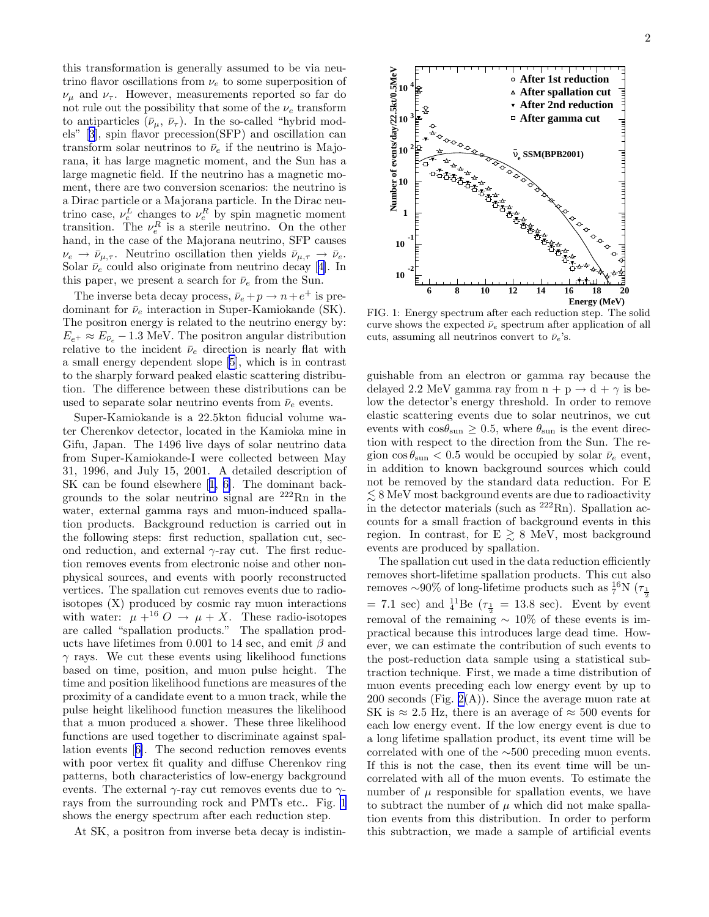this transformation is generally assumed to be via neutrino flavor oscillations from $\nu_e$ to some superposition of $\nu_\mu$ and $\nu_\tau$. However, measurements reported so far do not rule out the possibility that some of the $\nu_e$ transform to antiparticles ($\bar{\nu}_\mu$, $\bar{\nu}_\tau$). In the so-called "hybrid models" [3], spin flavor precession(SFP) and oscillation can transform solar neutrinos to $\bar{\nu}_e$ if the neutrino is Majorana, it has large magnetic moment, and the Sun has a large magnetic field. If the neutrino has a magnetic moment, there are two conversion scenarios: the neutrino is a Dirac particle or a Majorana particle. In the Dirac neutrino case, $\nu_e^L$ changes to $\nu_e^R$ by spin magnetic moment transition. The $\nu_e^R$ is a sterile neutrino. On the other hand, in the case of the Majorana neutrino, SFP causes $\nu_e \rightarrow \bar{\nu}_{\mu,\tau}$. Neutrino oscillation then yields $\bar{\nu}_{\mu,\tau} \rightarrow \bar{\nu}_e$. Solar $\bar{\nu}_e$ could also originate from neutrino decay [4]. In this paper, we present a search for $\bar{\nu}_e$ from the Sun.

The inverse beta decay process, $\bar{\nu}_e + p \rightarrow n + e^+$ is predominant for $\bar{\nu}_e$ interaction in Super-Kamiokande (SK). The positron energy is related to the neutrino energy by: $E_{e^+} \approx E_{\bar{\nu}_e} - 1.3$ MeV. The positron angular distribution relative to the incident $\bar{\nu}_e$ direction is nearly flat with a small energy dependent slope [5], which is in contrast to the sharply forward peaked elastic scattering distribution. The difference between these distributions can be used to separate solar neutrino events from $\bar{\nu}_e$ events.

Super-Kamiokande is a 22.5kton fiducial volume water Cherenkov detector, located in the Kamioka mine in Gifu, Japan. The 1496 live days of solar neutrino data from Super-Kamiokande-I were collected between May 31, 1996, and July 15, 2001. A detailed description of SK can be found elsewhere [1, 6]. The dominant backgrounds to the solar neutrino signal are $^{222}$Rn in the water, external gamma rays and muon-induced spallation products. Background reduction is carried out in the following steps: first reduction, spallation cut, second reduction, and external $\gamma$-ray cut. The first reduction removes events from electronic noise and other nonphysical sources, and events with poorly reconstructed vertices. The spallation cut removes events due to radioisotopes (X) produced by cosmic ray muon interactions with water: $\mu + ^{16}O \rightarrow \mu + X$. These radio-isotopes are called "spallation products." The spallation products have lifetimes from 0.001 to 14 sec, and emit $\beta$ and $\gamma$ rays. We cut these events using likelihood functions based on time, position, and muon pulse height. The time and position likelihood functions are measures of the proximity of a candidate event to a muon track, while the pulse height likelihood function measures the likelihood that a muon produced a shower. These three likelihood functions are used together to discriminate against spallation events [6]. The second reduction removes events with poor vertex fit quality and diffuse Cherenkov ring patterns, both characteristics of low-energy background events. The external $\gamma$-ray cut removes events due to $\gamma$-rays from the surrounding rock and PMTs etc.. Fig. 1 shows the energy spectrum after each reduction step.

FIG. 1: Energy spectrum after each reduction step. The solid curve shows the expected $\bar{\nu}_e$ spectrum after application of all cuts, assuming all neutrinos convert to $\bar{\nu}_e$'s.

At SK, a positron from inverse beta decay is indistinguishable from an electron or gamma ray because the delayed 2.2 MeV gamma ray from n + p → d + $\gamma$ is below the detector's energy threshold. In order to remove elastic scattering events due to solar neutrinos, we cut events with $\cos\theta_{\rm sun} \geq 0.5$, where $\theta_{\rm sun}$ is the event direction with respect to the direction from the Sun. The region $\cos\theta_{\rm sun} < 0.5$ would be occupied by solar $\bar{\nu}_e$ event, in addition to known background sources which could not be removed by the standard data reduction. For E $\lesssim 8$ MeV most background events are due to radioactivity in the detector materials (such as $^{222}$Rn). Spallation accounts for a small fraction of background events in this region. In contrast, for E $\gtrsim 8$ MeV, most background events are produced by spallation.

The spallation cut used in the data reduction efficiently removes short-lifetime spallation products. This cut also removes ∼90% of long-lifetime products such as $^{16}_{7}$N ($\tau_{\frac{1}{2}}$ = 7.1 sec) and $^{11}_{4}$Be ($\tau_{\frac{1}{2}}$ = 13.8 sec). Event by event removal of the remaining ∼ 10% of these events is impractical because this introduces large dead time. However, we can estimate the contribution of such events to the post-reduction data sample using a statistical subtraction technique. First, we made a time distribution of muon events preceding each low energy event by up to 200 seconds (Fig. 2(A)). Since the average muon rate at SK is ≈ 2.5 Hz, there is an average of ≈ 500 events for each low energy event. If the low energy event is due to a long lifetime spallation product, its event time will be correlated with one of the ∼500 preceding muon events. If this is not the case, then its event time will be uncorrelated with all of the muon events. To estimate the number of $\mu$ responsible for spallation events, we have to subtract the number of $\mu$ which did not make spallation events from this distribution. In order to perform this subtraction, we made a sample of artificial events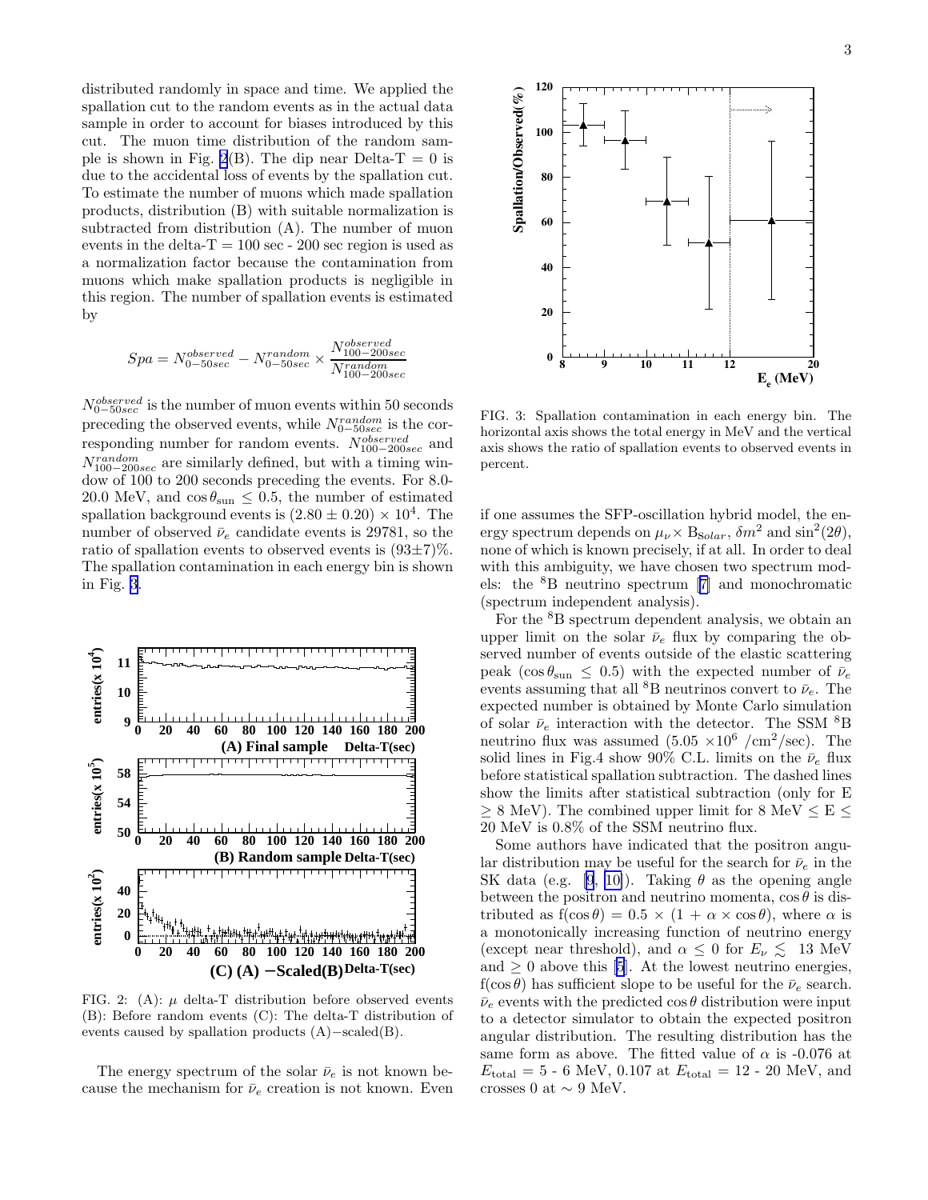distributed randomly in space and time. We applied the spallation cut to the random events as in the actual data sample in order to account for biases introduced by this cut. The muon time distribution of the random sample is shown in Fig. 2(B). The dip near Delta-T = 0 is due to the accidental loss of events by the spallation cut. To estimate the number of muons which made spallation products, distribution (B) with suitable normalization is subtracted from distribution (A). The number of muon events in the delta-T = 100 sec - 200 sec region is used as a normalization factor because the contamination from muons which make spallation products is negligible in this region. The number of spallation events is estimated by

$$Spa = N^{observed}_{0-50sec} - N^{random}_{0-50sec} \times \frac{N^{observed}_{100-200sec}}{N^{random}_{100-200sec}}$$

$N^{observed}_{0-50sec}$ is the number of muon events within 50 seconds preceding the observed events, while $N^{random}_{0-50sec}$ is the corresponding number for random events. $N^{observed}_{100-200sec}$ and $N^{random}_{100-200sec}$ are similarly defined, but with a timing window of 100 to 200 seconds preceding the events. For 8.0-20.0 MeV, and $\cos\theta_{\rm sun} \leq 0.5$, the number of estimated spallation background events is $(2.80 \pm 0.20) \times 10^4$. The number of observed $\bar{\nu}_e$ candidate events is 29781, so the ratio of spallation events to observed events is $(93{\pm}7)\%$. The spallation contamination in each energy bin is shown in Fig. 3.

FIG. 2: (A): $\mu$ delta-T distribution before observed events (B): Before random events (C): The delta-T distribution of events caused by spallation products (A)−scaled(B).

The energy spectrum of the solar $\bar{\nu}_e$ is not known because the mechanism for $\bar{\nu}_e$ creation is not known. Even if one assumes the SFP-oscillation hybrid model, the energy spectrum depends on $\mu_\nu \times$ B$_{Solar}$, $\delta m^2$ and $\sin^2(2\theta)$, none of which is known precisely, if at all. In order to deal with this ambiguity, we have chosen two spectrum models: the $^8$B neutrino spectrum [7] and monochromatic (spectrum independent analysis).

FIG. 3: Spallation contamination in each energy bin. The horizontal axis shows the total energy in MeV and the vertical axis shows the ratio of spallation events to observed events in percent.

For the $^8$B spectrum dependent analysis, we obtain an upper limit on the solar $\bar{\nu}_e$ flux by comparing the observed number of events outside of the elastic scattering peak ($\cos\theta_{\rm sun} \leq 0.5$) with the expected number of $\bar{\nu}_e$ events assuming that all $^8$B neutrinos convert to $\bar{\nu}_e$. The expected number is obtained by Monte Carlo simulation of solar $\bar{\nu}_e$ interaction with the detector. The SSM $^8$B neutrino flux was assumed ($5.05 \times 10^6$ /cm$^2$/sec). The solid lines in Fig.4 show 90% C.L. limits on the $\bar{\nu}_e$ flux before statistical spallation subtraction. The dashed lines show the limits after statistical subtraction (only for E $\geq$ 8 MeV). The combined upper limit for 8 MeV $\leq$ E $\leq$ 20 MeV is 0.8% of the SSM neutrino flux.

Some authors have indicated that the positron angular distribution may be useful for the search for $\bar{\nu}_e$ in the SK data (e.g. [9, 10]). Taking $\theta$ as the opening angle between the positron and neutrino momenta, $\cos\theta$ is distributed as $f(\cos\theta) = 0.5 \times (1 + \alpha \times \cos\theta)$, where $\alpha$ is a monotonically increasing function of neutrino energy (except near threshold), and $\alpha \leq 0$ for $E_\nu \lesssim$ 13 MeV and $\geq 0$ above this [5]. At the lowest neutrino energies, $f(\cos\theta)$ has sufficient slope to be useful for the $\bar{\nu}_e$ search. $\bar{\nu}_e$ events with the predicted $\cos\theta$ distribution were input to a detector simulator to obtain the expected positron angular distribution. The resulting distribution has the same form as above. The fitted value of $\alpha$ is -0.076 at $E_{\rm total}$ = 5 - 6 MeV, 0.107 at $E_{\rm total}$ = 12 - 20 MeV, and crosses 0 at $\sim$ 9 MeV.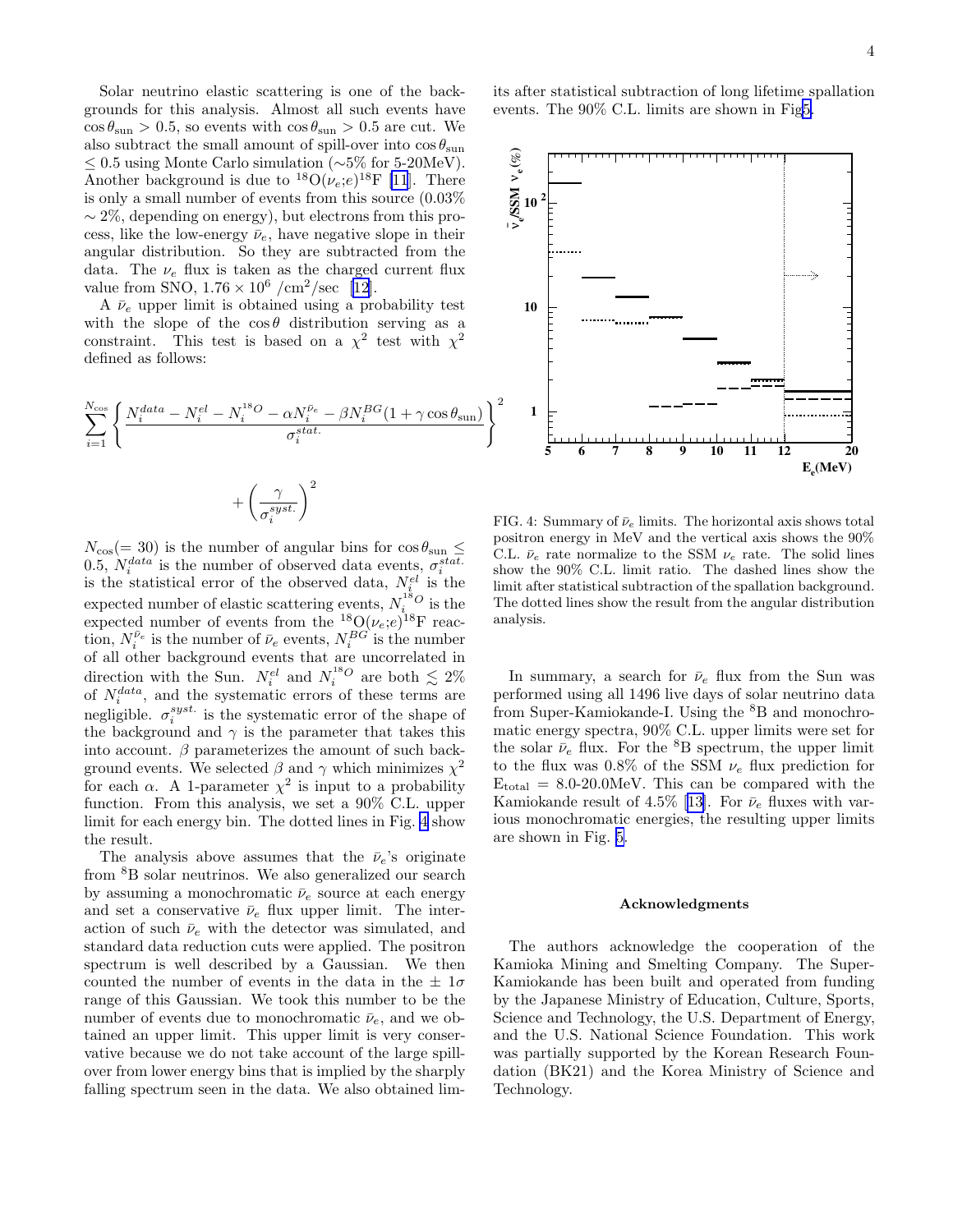Solar neutrino elastic scattering is one of the backgrounds for this analysis. Almost all such events have $\cos\theta_{\rm sun} > 0.5$, so events with $\cos\theta_{\rm sun} > 0.5$ are cut. We also subtract the small amount of spill-over into $\cos\theta_{\rm sun} \leq 0.5$ using Monte Carlo simulation (~5% for 5-20MeV). Another background is due to $^{18}$O($\nu_e$;e)$^{18}$F [11]. There is only a small number of events from this source (0.03% ~ 2%, depending on energy), but electrons from this process, like the low-energy $\bar{\nu}_e$, have negative slope in their angular distribution. So they are subtracted from the data. The $\nu_e$ flux is taken as the charged current flux value from SNO, $1.76\times10^6$ /cm$^2$/sec [12].

A $\bar{\nu}_e$ upper limit is obtained using a probability test with the slope of the $\cos\theta$ distribution serving as a constraint. This test is based on a $\chi^2$ test with $\chi^2$ defined as follows:

$$\sum_{i=1}^{N_{\cos}} \left\{ \frac{N_i^{data} - N_i^{el} - N_i^{^{18}O} - \alpha N_i^{\bar{\nu}_e} - \beta N_i^{BG}(1+\gamma\cos\theta_{\rm sun})}{\sigma_i^{stat.}} \right\}^2 + \left(\frac{\gamma}{\sigma_i^{syst.}}\right)^2$$

$N_{\cos}(=30)$ is the number of angular bins for $\cos\theta_{\rm sun} \leq 0.5$, $N_i^{data}$ is the number of observed data events, $\sigma_i^{stat.}$ is the statistical error of the observed data, $N_i^{el}$ is the expected number of elastic scattering events, $N_i^{^{18}O}$ is the expected number of events from the $^{18}$O($\nu_e$;e)$^{18}$F reaction, $N_i^{\bar{\nu}_e}$ is the number of $\bar{\nu}_e$ events, $N_i^{BG}$ is the number of all other background events that are uncorrelated in direction with the Sun. $N_i^{el}$ and $N_i^{^{18}O}$ are both $\lesssim 2\%$ of $N_i^{data}$, and the systematic errors of these terms are negligible. $\sigma_i^{syst.}$ is the systematic error of the shape of the background and $\gamma$ is the parameter that takes this into account. $\beta$ parameterizes the amount of such background events. We selected $\beta$ and $\gamma$ which minimizes $\chi^2$ for each $\alpha$. A 1-parameter $\chi^2$ is input to a probability function. From this analysis, we set a 90% C.L. upper limit for each energy bin. The dotted lines in Fig. 4 show the result.

The analysis above assumes that the $\bar{\nu}_e$'s originate from $^8$B solar neutrinos. We also generalized our search by assuming a monochromatic $\bar{\nu}_e$ source at each energy and set a conservative $\bar{\nu}_e$ flux upper limit. The interaction of such $\bar{\nu}_e$ with the detector was simulated, and standard data reduction cuts were applied. The positron spectrum is well described by a Gaussian. We then counted the number of events in the data in the $\pm$ 1$\sigma$ range of this Gaussian. We took this number to be the number of events due to monochromatic $\bar{\nu}_e$, and we obtained an upper limit. This upper limit is very conservative because we do not take account of the large spill-over from lower energy bins that is implied by the sharply falling spectrum seen in the data. We also obtained limits after statistical subtraction of long lifetime spallation events. The 90% C.L. limits are shown in Fig5.

FIG. 4: Summary of $\bar{\nu}_e$ limits. The horizontal axis shows total positron energy in MeV and the vertical axis shows the 90% C.L. $\bar{\nu}_e$ rate normalize to the SSM $\nu_e$ rate. The solid lines show the 90% C.L. limit ratio. The dashed lines show the limit after statistical subtraction of the spallation background. The dotted lines show the result from the angular distribution analysis.

In summary, a search for $\bar{\nu}_e$ flux from the Sun was performed using all 1496 live days of solar neutrino data from Super-Kamiokande-I. Using the $^8$B and monochromatic energy spectra, 90% C.L. upper limits were set for the solar $\bar{\nu}_e$ flux. For the $^8$B spectrum, the upper limit to the flux was 0.8% of the SSM $\nu_e$ flux prediction for $E_{\rm total}$ = 8.0-20.0MeV. This can be compared with the Kamiokande result of 4.5% [13]. For $\bar{\nu}_e$ fluxes with various monochromatic energies, the resulting upper limits are shown in Fig. 5.

### Acknowledgments

The authors acknowledge the cooperation of the Kamioka Mining and Smelting Company. The Super-Kamiokande has been built and operated from funding by the Japanese Ministry of Education, Culture, Sports, Science and Technology, the U.S. Department of Energy, and the U.S. National Science Foundation. This work was partially supported by the Korean Research Foundation (BK21) and the Korea Ministry of Science and Technology.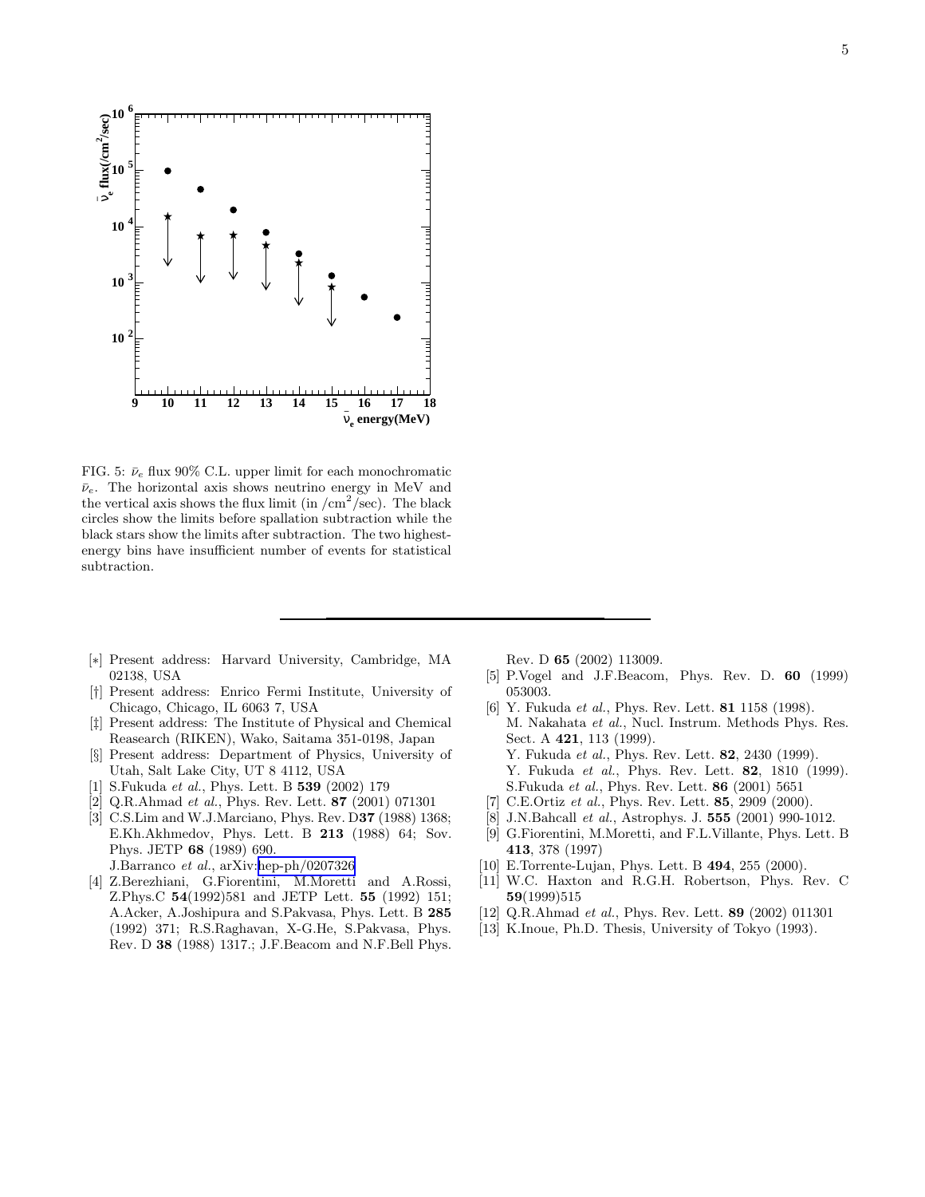$10^6$

$10^5$

$10^4$

$10^3$

$10^2$

$\bar{\nu}_e$ flux(/cm$^2$/sec)

9 10 11 12 13 14 15 16 17 18

$\bar{\nu}_e$ energy(MeV)

FIG. 5: $\bar{\nu}_e$ flux 90% C.L. upper limit for each monochromatic $\bar{\nu}_e$. The horizontal axis shows neutrino energy in MeV and the vertical axis shows the flux limit (in /cm$^2$/sec). The black circles show the limits before spallation subtraction while the black stars show the limits after subtraction. The two highest-energy bins have insufficient number of events for statistical subtraction.

---

[∗] Present address: Harvard University, Cambridge, MA 02138, USA

[†] Present address: Enrico Fermi Institute, University of Chicago, Chicago, IL 6063 7, USA

[‡] Present address: The Institute of Physical and Chemical Reasearch (RIKEN), Wako, Saitama 351-0198, Japan

[§] Present address: Department of Physics, University of Utah, Salt Lake City, UT 8 4112, USA

[1] S.Fukuda *et al.*, Phys. Lett. B **539** (2002) 179

[2] Q.R.Ahmad *et al.*, Phys. Rev. Lett. **87** (2001) 071301

[3] C.S.Lim and W.J.Marciano, Phys. Rev. D**37** (1988) 1368; E.Kh.Akhmedov, Phys. Lett. B **213** (1988) 64; Sov. Phys. JETP **68** (1989) 690.
J.Barranco *et al.*, arXiv:hep-ph/0207326

[4] Z.Berezhiani, G.Fiorentini, M.Moretti and A.Rossi, Z.Phys.C **54**(1992)581 and JETP Lett. **55** (1992) 151; A.Acker, A.Joshipura and S.Pakvasa, Phys. Lett. B **285** (1992) 371; R.S.Raghavan, X-G.He, S.Pakvasa, Phys. Rev. D **38** (1988) 1317.; J.F.Beacom and N.F.Bell Phys. Rev. D **65** (2002) 113009.

[5] P.Vogel and J.F.Beacom, Phys. Rev. D. **60** (1999) 053003.

[6] Y. Fukuda *et al.*, Phys. Rev. Lett. **81** 1158 (1998).
M. Nakahata *et al.*, Nucl. Instrum. Methods Phys. Res. Sect. A **421**, 113 (1999).
Y. Fukuda *et al.*, Phys. Rev. Lett. **82**, 2430 (1999).
Y. Fukuda *et al.*, Phys. Rev. Lett. **82**, 1810 (1999).
S.Fukuda *et al.*, Phys. Rev. Lett. **86** (2001) 5651

[7] C.E.Ortiz *et al.*, Phys. Rev. Lett. **85**, 2909 (2000).

[8] J.N.Bahcall *et al.*, Astrophys. J. **555** (2001) 990-1012.

[9] G.Fiorentini, M.Moretti, and F.L.Villante, Phys. Lett. B **413**, 378 (1997)

[10] E.Torrente-Lujan, Phys. Lett. B **494**, 255 (2000).

[11] W.C. Haxton and R.G.H. Robertson, Phys. Rev. C **59**(1999)515

[12] Q.R.Ahmad *et al.*, Phys. Rev. Lett. **89** (2002) 011301

[13] K.Inoue, Ph.D. Thesis, University of Tokyo (1993).